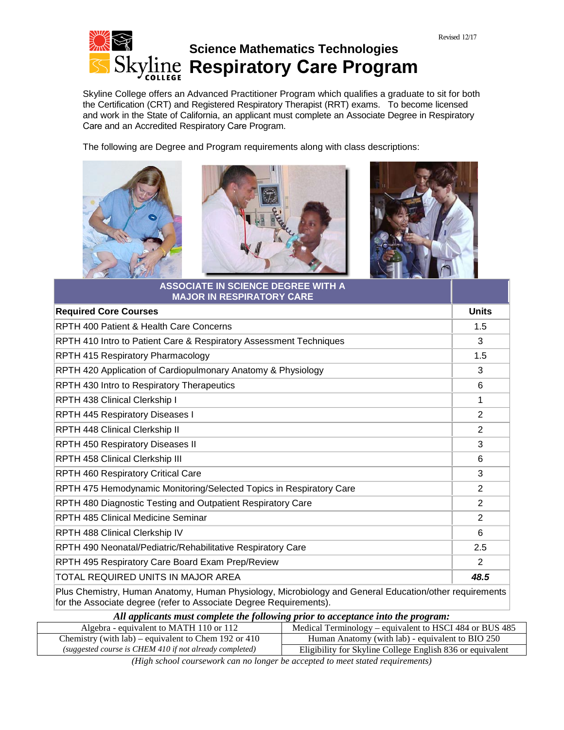Revised 12/17

# Science Mathematics Technologies
# Respiratory Care Program

Skyline College offers an Advanced Practitioner Program which qualifies a graduate to sit for both the Certification (CRT) and Registered Respiratory Therapist (RRT) exams. To become licensed and work in the State of California, an applicant must complete an Associate Degree in Respiratory Care and an Accredited Respiratory Care Program.

The following are Degree and Program requirements along with class descriptions:

| ASSOCIATE IN SCIENCE DEGREE WITH A MAJOR IN RESPIRATORY CARE | |
|---|---|
| **Required Core Courses** | **Units** |
| RPTH 400 Patient & Health Care Concerns | 1.5 |
| RPTH 410 Intro to Patient Care & Respiratory Assessment Techniques | 3 |
| RPTH 415 Respiratory Pharmacology | 1.5 |
| RPTH 420 Application of Cardiopulmonary Anatomy & Physiology | 3 |
| RPTH 430 Intro to Respiratory Therapeutics | 6 |
| RPTH 438 Clinical Clerkship I | 1 |
| RPTH 445 Respiratory Diseases I | 2 |
| RPTH 448 Clinical Clerkship II | 2 |
| RPTH 450 Respiratory Diseases II | 3 |
| RPTH 458 Clinical Clerkship III | 6 |
| RPTH 460 Respiratory Critical Care | 3 |
| RPTH 475 Hemodynamic Monitoring/Selected Topics in Respiratory Care | 2 |
| RPTH 480 Diagnostic Testing and Outpatient Respiratory Care | 2 |
| RPTH 485 Clinical Medicine Seminar | 2 |
| RPTH 488 Clinical Clerkship IV | 6 |
| RPTH 490 Neonatal/Pediatric/Rehabilitative Respiratory Care | 2.5 |
| RPTH 495 Respiratory Care Board Exam Prep/Review | 2 |
| TOTAL REQUIRED UNITS IN MAJOR AREA | ***48.5*** |
| Plus Chemistry, Human Anatomy, Human Physiology, Microbiology and General Education/other requirements for the Associate degree (refer to Associate Degree Requirements). | |

***All applicants must complete the following prior to acceptance into the program:***

| | |
|---|---|
| Algebra - equivalent to MATH 110 or 112 | Medical Terminology – equivalent to HSCI 484 or BUS 485 |
| Chemistry (with lab) – equivalent to Chem 192 or 410 | Human Anatomy (with lab) - equivalent to BIO 250 |
| *(suggested course is CHEM 410 if not already completed)* | Eligibility for Skyline College English 836 or equivalent |

*(High school coursework can no longer be accepted to meet stated requirements)*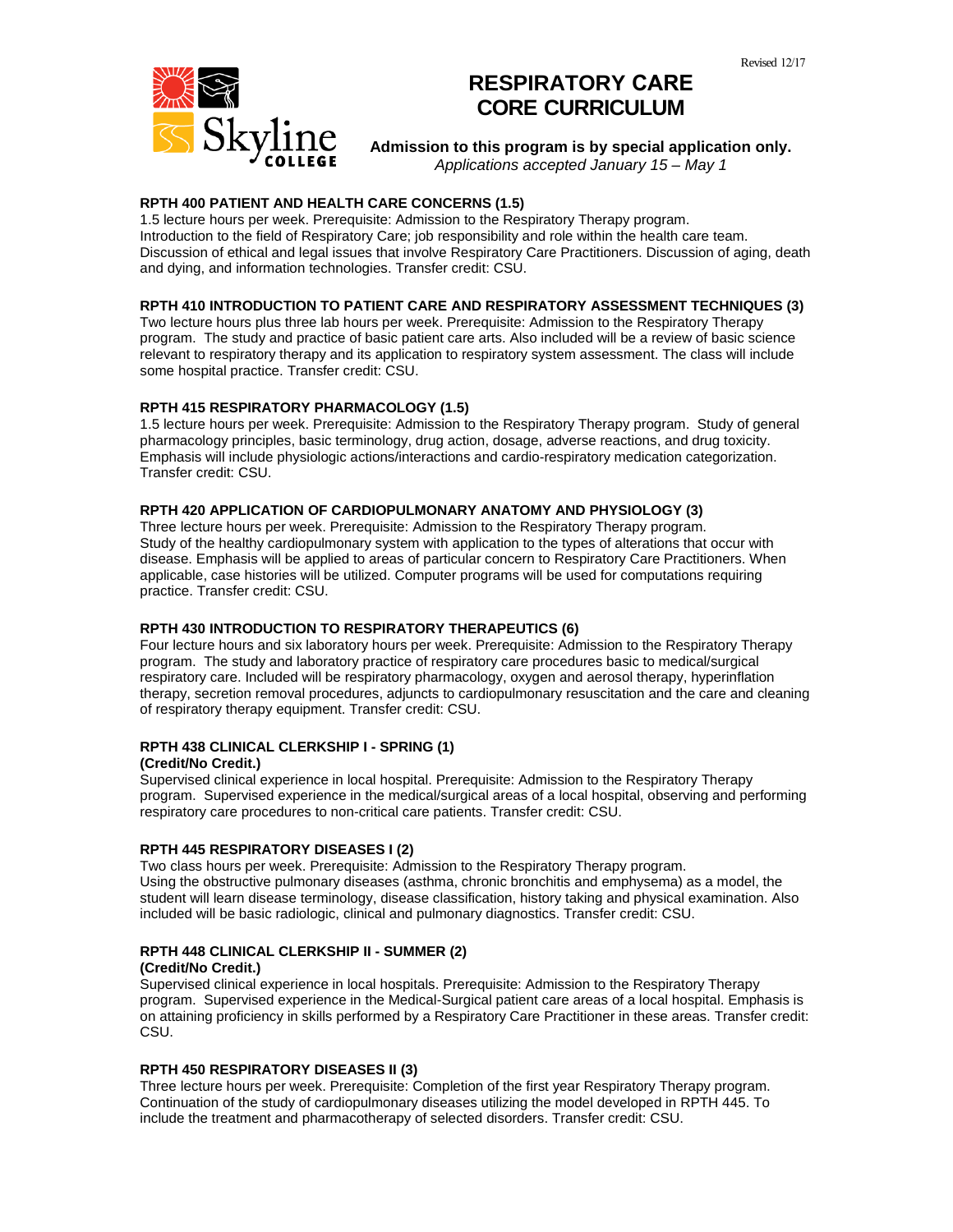Revised 12/17

# RESPIRATORY CARE CORE CURRICULUM

**Admission to this program is by special application only.**
*Applications accepted January 15 – May 1*

**RPTH 400 PATIENT AND HEALTH CARE CONCERNS (1.5)**
1.5 lecture hours per week. Prerequisite: Admission to the Respiratory Therapy program. Introduction to the field of Respiratory Care; job responsibility and role within the health care team. Discussion of ethical and legal issues that involve Respiratory Care Practitioners. Discussion of aging, death and dying, and information technologies. Transfer credit: CSU.

**RPTH 410 INTRODUCTION TO PATIENT CARE AND RESPIRATORY ASSESSMENT TECHNIQUES (3)**
Two lecture hours plus three lab hours per week. Prerequisite: Admission to the Respiratory Therapy program. The study and practice of basic patient care arts. Also included will be a review of basic science relevant to respiratory therapy and its application to respiratory system assessment. The class will include some hospital practice. Transfer credit: CSU.

**RPTH 415 RESPIRATORY PHARMACOLOGY (1.5)**
1.5 lecture hours per week. Prerequisite: Admission to the Respiratory Therapy program. Study of general pharmacology principles, basic terminology, drug action, dosage, adverse reactions, and drug toxicity. Emphasis will include physiologic actions/interactions and cardio-respiratory medication categorization. Transfer credit: CSU.

**RPTH 420 APPLICATION OF CARDIOPULMONARY ANATOMY AND PHYSIOLOGY (3)**
Three lecture hours per week. Prerequisite: Admission to the Respiratory Therapy program. Study of the healthy cardiopulmonary system with application to the types of alterations that occur with disease. Emphasis will be applied to areas of particular concern to Respiratory Care Practitioners. When applicable, case histories will be utilized. Computer programs will be used for computations requiring practice. Transfer credit: CSU.

**RPTH 430 INTRODUCTION TO RESPIRATORY THERAPEUTICS (6)**
Four lecture hours and six laboratory hours per week. Prerequisite: Admission to the Respiratory Therapy program. The study and laboratory practice of respiratory care procedures basic to medical/surgical respiratory care. Included will be respiratory pharmacology, oxygen and aerosol therapy, hyperinflation therapy, secretion removal procedures, adjuncts to cardiopulmonary resuscitation and the care and cleaning of respiratory therapy equipment. Transfer credit: CSU.

**RPTH 438 CLINICAL CLERKSHIP I - SPRING (1)**
**(Credit/No Credit.)**
Supervised clinical experience in local hospital. Prerequisite: Admission to the Respiratory Therapy program. Supervised experience in the medical/surgical areas of a local hospital, observing and performing respiratory care procedures to non-critical care patients. Transfer credit: CSU.

**RPTH 445 RESPIRATORY DISEASES I (2)**
Two class hours per week. Prerequisite: Admission to the Respiratory Therapy program. Using the obstructive pulmonary diseases (asthma, chronic bronchitis and emphysema) as a model, the student will learn disease terminology, disease classification, history taking and physical examination. Also included will be basic radiologic, clinical and pulmonary diagnostics. Transfer credit: CSU.

**RPTH 448 CLINICAL CLERKSHIP II - SUMMER (2)**
**(Credit/No Credit.)**
Supervised clinical experience in local hospitals. Prerequisite: Admission to the Respiratory Therapy program. Supervised experience in the Medical-Surgical patient care areas of a local hospital. Emphasis is on attaining proficiency in skills performed by a Respiratory Care Practitioner in these areas. Transfer credit: CSU.

**RPTH 450 RESPIRATORY DISEASES II (3)**
Three lecture hours per week. Prerequisite: Completion of the first year Respiratory Therapy program. Continuation of the study of cardiopulmonary diseases utilizing the model developed in RPTH 445. To include the treatment and pharmacotherapy of selected disorders. Transfer credit: CSU.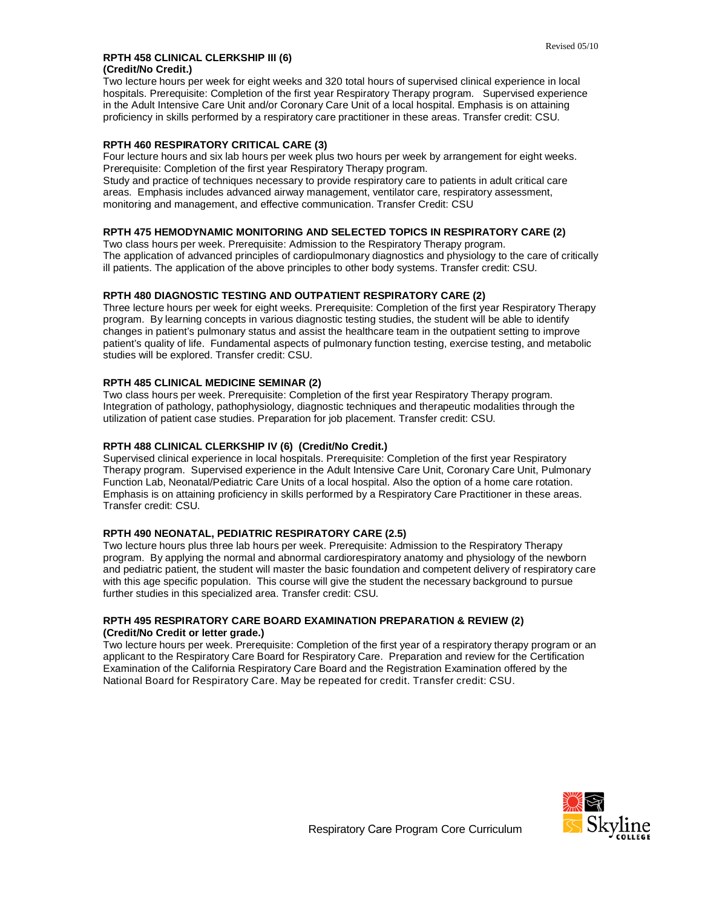### RPTH 458 CLINICAL CLERKSHIP III (6)
**(Credit/No Credit.)**

Two lecture hours per week for eight weeks and 320 total hours of supervised clinical experience in local hospitals. Prerequisite: Completion of the first year Respiratory Therapy program. Supervised experience in the Adult Intensive Care Unit and/or Coronary Care Unit of a local hospital. Emphasis is on attaining proficiency in skills performed by a respiratory care practitioner in these areas. Transfer credit: CSU.

### RPTH 460 RESPIRATORY CRITICAL CARE (3)

Four lecture hours and six lab hours per week plus two hours per week by arrangement for eight weeks. Prerequisite: Completion of the first year Respiratory Therapy program.
Study and practice of techniques necessary to provide respiratory care to patients in adult critical care areas. Emphasis includes advanced airway management, ventilator care, respiratory assessment, monitoring and management, and effective communication. Transfer Credit: CSU

### RPTH 475 HEMODYNAMIC MONITORING AND SELECTED TOPICS IN RESPIRATORY CARE (2)

Two class hours per week. Prerequisite: Admission to the Respiratory Therapy program.
The application of advanced principles of cardiopulmonary diagnostics and physiology to the care of critically ill patients. The application of the above principles to other body systems. Transfer credit: CSU.

### RPTH 480 DIAGNOSTIC TESTING AND OUTPATIENT RESPIRATORY CARE (2)

Three lecture hours per week for eight weeks. Prerequisite: Completion of the first year Respiratory Therapy program. By learning concepts in various diagnostic testing studies, the student will be able to identify changes in patient's pulmonary status and assist the healthcare team in the outpatient setting to improve patient's quality of life. Fundamental aspects of pulmonary function testing, exercise testing, and metabolic studies will be explored. Transfer credit: CSU.

### RPTH 485 CLINICAL MEDICINE SEMINAR (2)

Two class hours per week. Prerequisite: Completion of the first year Respiratory Therapy program.
Integration of pathology, pathophysiology, diagnostic techniques and therapeutic modalities through the utilization of patient case studies. Preparation for job placement. Transfer credit: CSU.

### RPTH 488 CLINICAL CLERKSHIP IV (6) (Credit/No Credit.)

Supervised clinical experience in local hospitals. Prerequisite: Completion of the first year Respiratory Therapy program. Supervised experience in the Adult Intensive Care Unit, Coronary Care Unit, Pulmonary Function Lab, Neonatal/Pediatric Care Units of a local hospital. Also the option of a home care rotation. Emphasis is on attaining proficiency in skills performed by a Respiratory Care Practitioner in these areas. Transfer credit: CSU.

### RPTH 490 NEONATAL, PEDIATRIC RESPIRATORY CARE (2.5)

Two lecture hours plus three lab hours per week. Prerequisite: Admission to the Respiratory Therapy program. By applying the normal and abnormal cardiorespiratory anatomy and physiology of the newborn and pediatric patient, the student will master the basic foundation and competent delivery of respiratory care with this age specific population. This course will give the student the necessary background to pursue further studies in this specialized area. Transfer credit: CSU.

### RPTH 495 RESPIRATORY CARE BOARD EXAMINATION PREPARATION & REVIEW (2)
**(Credit/No Credit or letter grade.)**

Two lecture hours per week. Prerequisite: Completion of the first year of a respiratory therapy program or an applicant to the Respiratory Care Board for Respiratory Care. Preparation and review for the Certification Examination of the California Respiratory Care Board and the Registration Examination offered by the National Board for Respiratory Care. May be repeated for credit. Transfer credit: CSU.